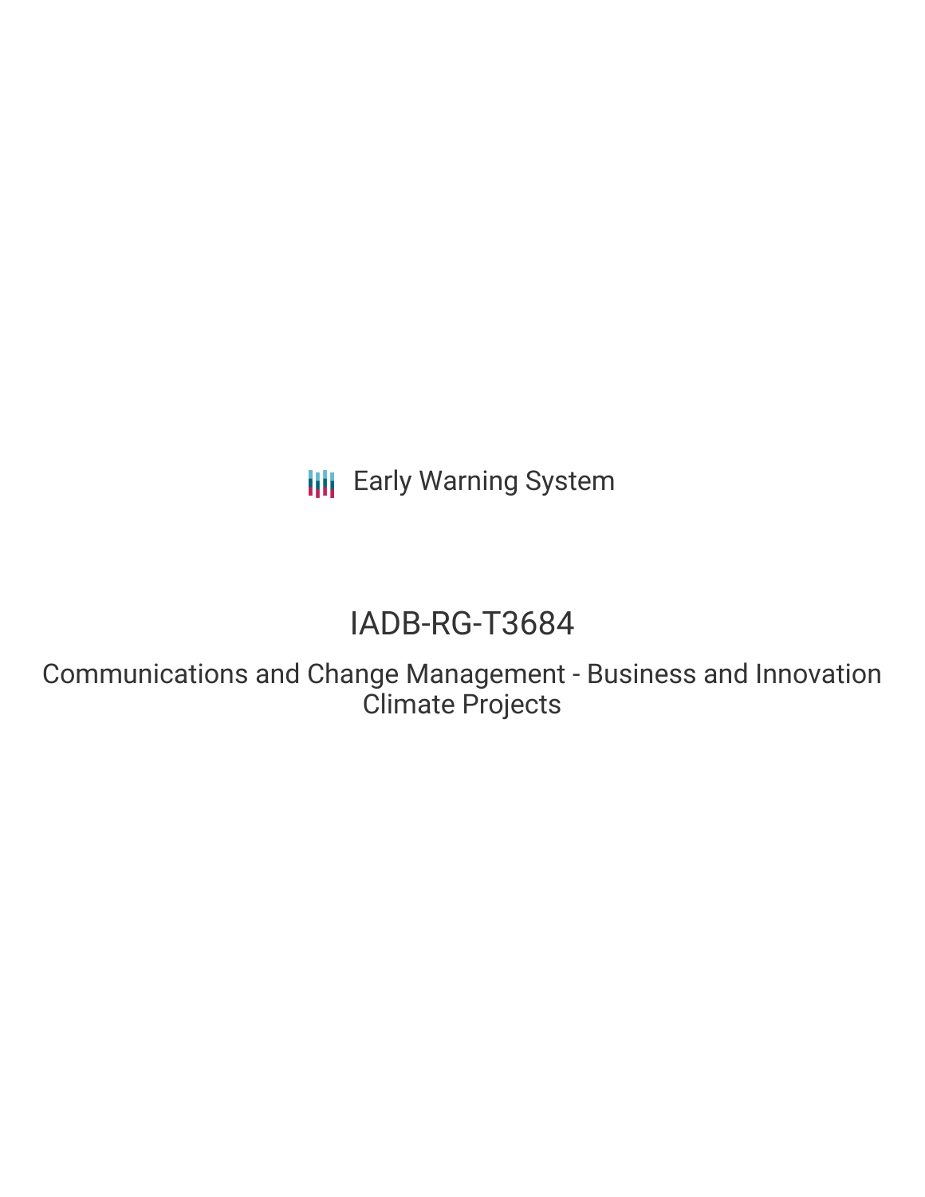Early Warning System

# IADB-RG-T3684

## Communications and Change Management - Business and Innovation Climate Projects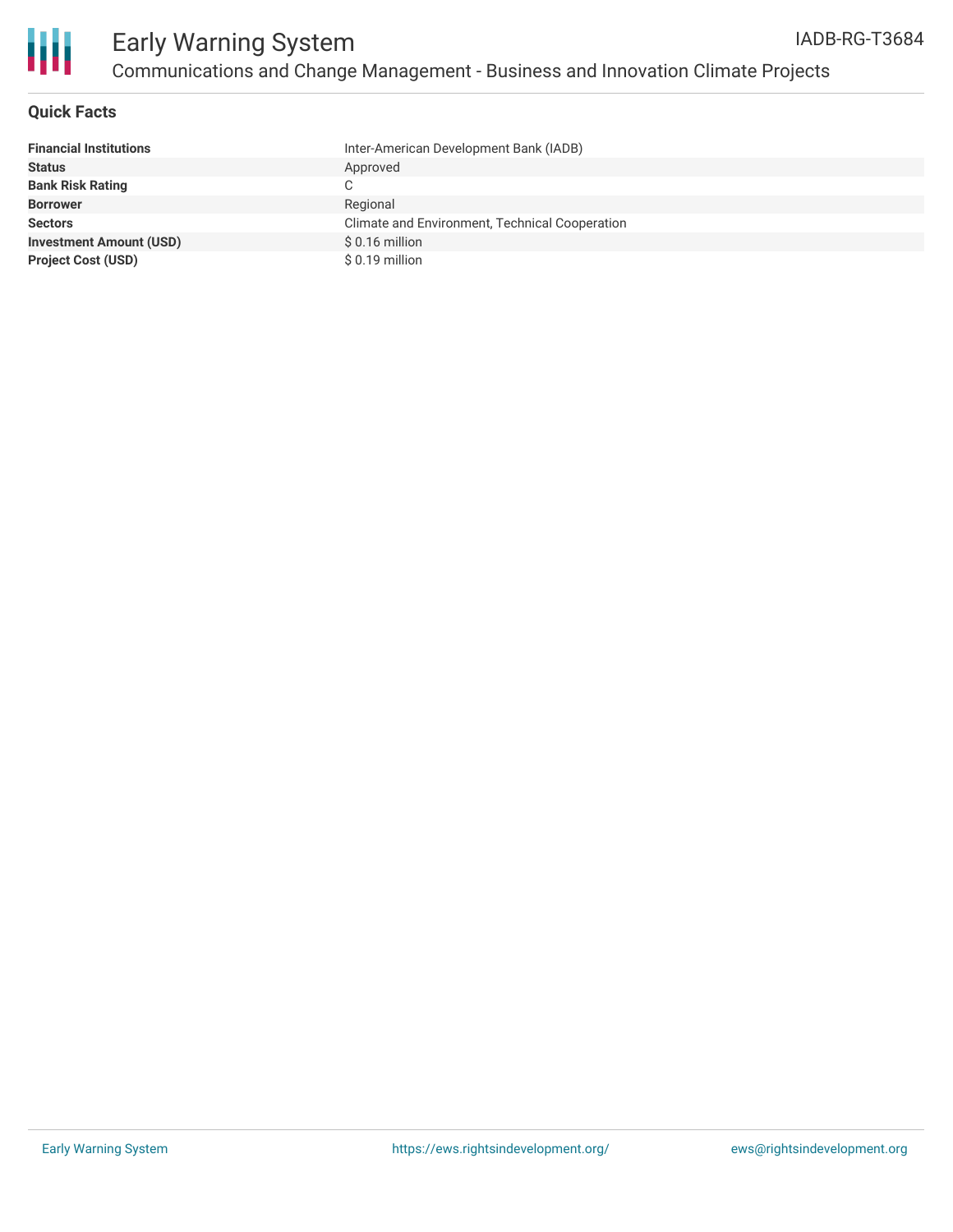# Early Warning System

## Communications and Change Management - Business and Innovation Climate Projects

IADB-RG-T3684

### Quick Facts

| | |
|---|---|
| **Financial Institutions** | Inter-American Development Bank (IADB) |
| **Status** | Approved |
| **Bank Risk Rating** | C |
| **Borrower** | Regional |
| **Sectors** | Climate and Environment, Technical Cooperation |
| **Investment Amount (USD)** | $ 0.16 million |
| **Project Cost (USD)** | $ 0.19 million |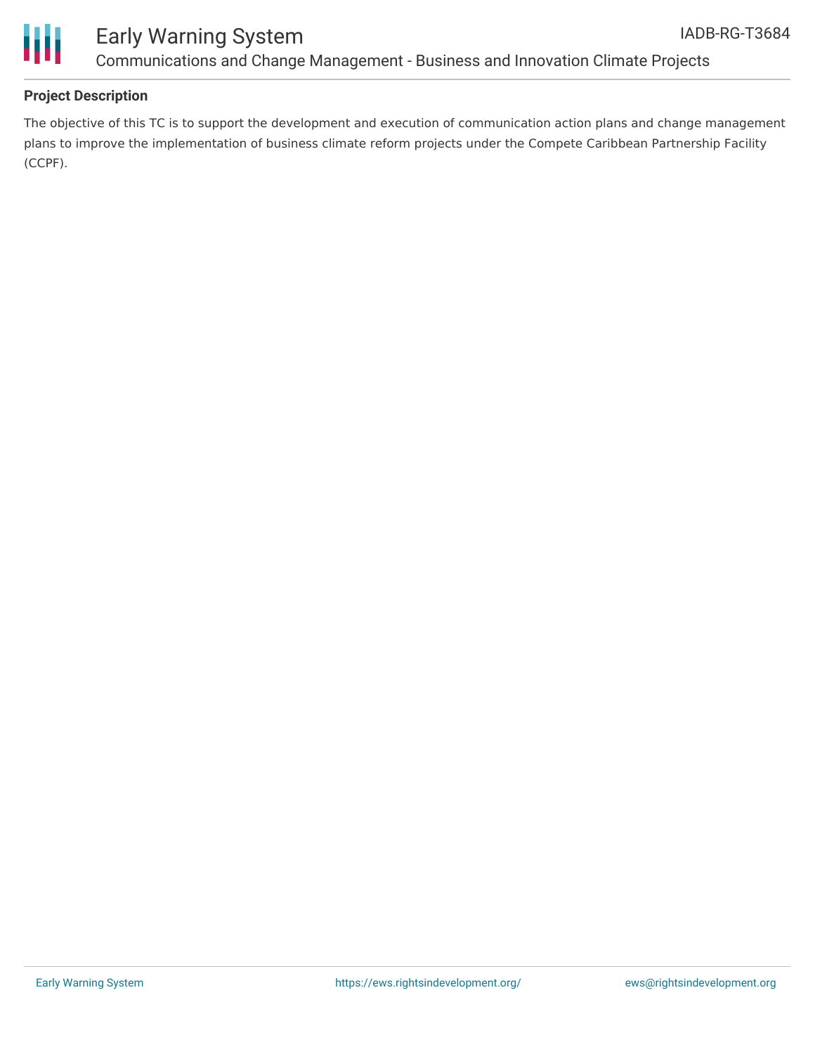## Project Description

The objective of this TC is to support the development and execution of communication action plans and change management plans to improve the implementation of business climate reform projects under the Compete Caribbean Partnership Facility (CCPF).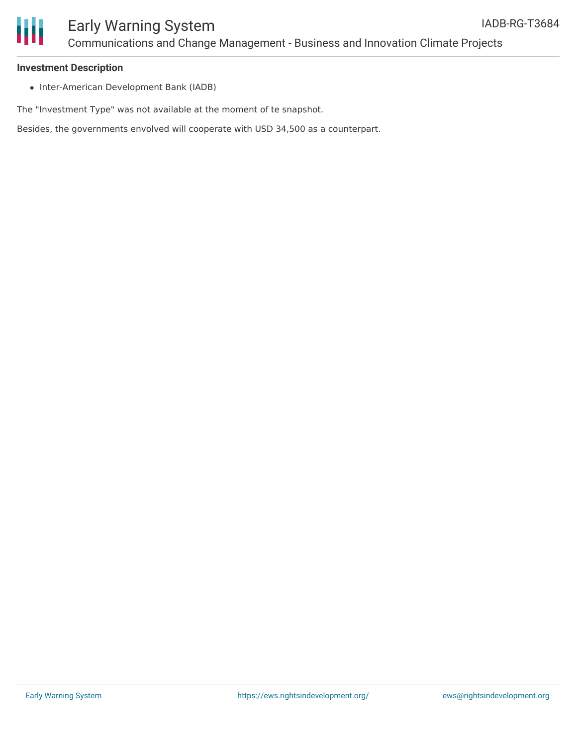**Investment Description**

- Inter-American Development Bank (IADB)

The "Investment Type" was not available at the moment of te snapshot.

Besides, the governments envolved will cooperate with USD 34,500 as a counterpart.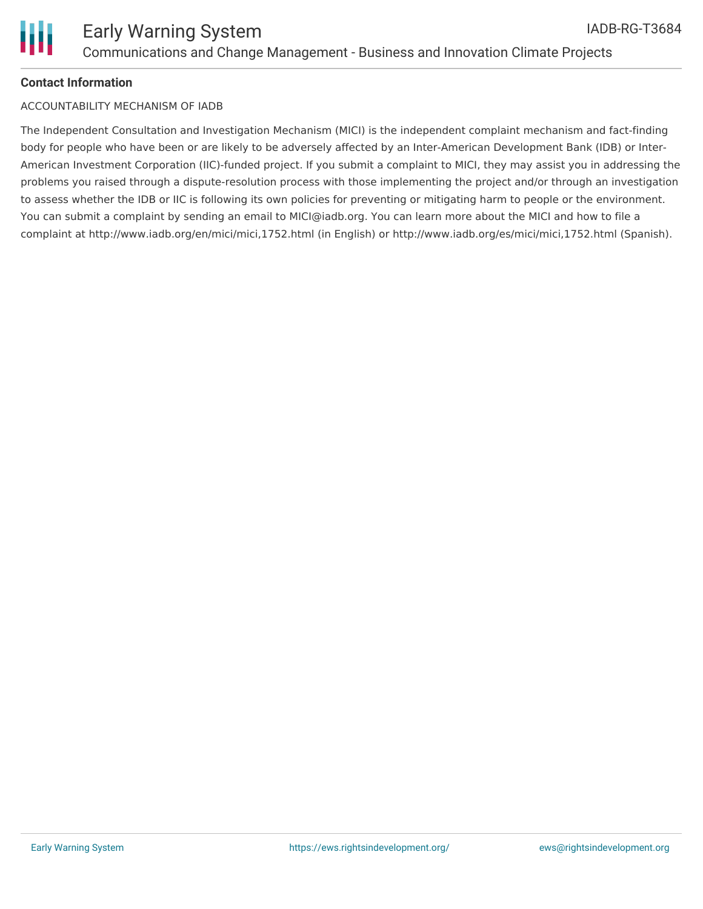**Contact Information**

ACCOUNTABILITY MECHANISM OF IADB

The Independent Consultation and Investigation Mechanism (MICI) is the independent complaint mechanism and fact-finding body for people who have been or are likely to be adversely affected by an Inter-American Development Bank (IDB) or Inter-American Investment Corporation (IIC)-funded project. If you submit a complaint to MICI, they may assist you in addressing the problems you raised through a dispute-resolution process with those implementing the project and/or through an investigation to assess whether the IDB or IIC is following its own policies for preventing or mitigating harm to people or the environment. You can submit a complaint by sending an email to MICI@iadb.org. You can learn more about the MICI and how to file a complaint at http://www.iadb.org/en/mici/mici,1752.html (in English) or http://www.iadb.org/es/mici/mici,1752.html (Spanish).